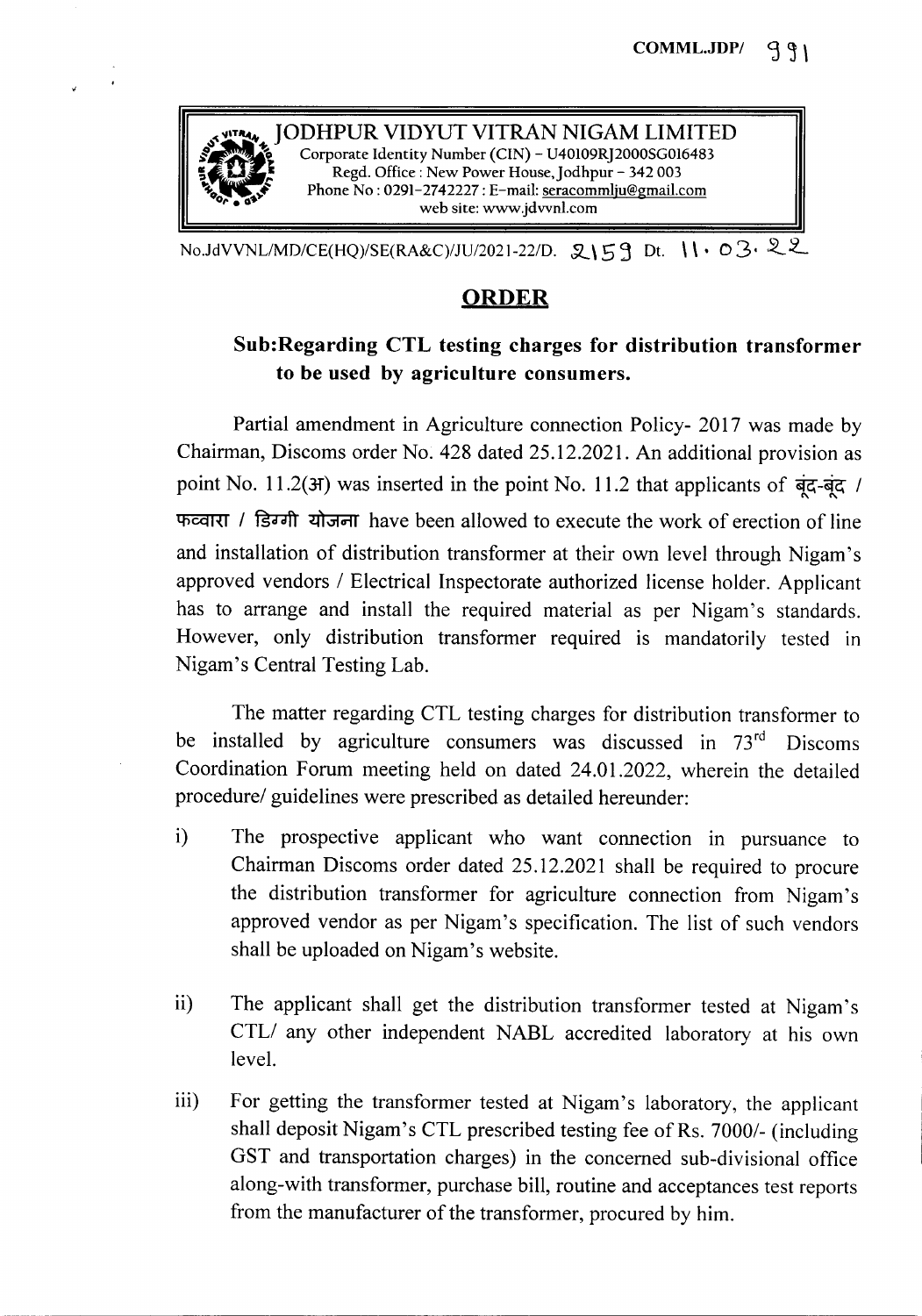COMML.JDP/ 991

# JODHPUR VIDYUT VITRAN NIGAM LIMITED

Corporate Identity Number (CIN) – U40109RJ2000SGO16483
Regd. Office : New Power House, Jodhpur – 342 003
Phone No : 0291-2742227 : E-mail: seracommlju@gmail.com
web site: www.jdvvnl.com

No.JdVVNL/MD/CE(HQ)/SE(RA&C)/JU/2021-22/D. 2159 Dt. 11.03.22

## ORDER

### Sub:Regarding CTL testing charges for distribution transformer to be used by agriculture consumers.

Partial amendment in Agriculture connection Policy- 2017 was made by Chairman, Discoms order No. 428 dated 25.12.2021. An additional provision as point No. 11.2(अ) was inserted in the point No. 11.2 that applicants of बूंद-बूंद / फव्वारा / डिग्गी योजना have been allowed to execute the work of erection of line and installation of distribution transformer at their own level through Nigam's approved vendors / Electrical Inspectorate authorized license holder. Applicant has to arrange and install the required material as per Nigam's standards. However, only distribution transformer required is mandatorily tested in Nigam's Central Testing Lab.

The matter regarding CTL testing charges for distribution transformer to be installed by agriculture consumers was discussed in 73rd Discoms Coordination Forum meeting held on dated 24.01.2022, wherein the detailed procedure/ guidelines were prescribed as detailed hereunder:

i) The prospective applicant who want connection in pursuance to Chairman Discoms order dated 25.12.2021 shall be required to procure the distribution transformer for agriculture connection from Nigam's approved vendor as per Nigam's specification. The list of such vendors shall be uploaded on Nigam's website.

ii) The applicant shall get the distribution transformer tested at Nigam's CTL/ any other independent NABL accredited laboratory at his own level.

iii) For getting the transformer tested at Nigam's laboratory, the applicant shall deposit Nigam's CTL prescribed testing fee of Rs. 7000/- (including GST and transportation charges) in the concerned sub-divisional office along-with transformer, purchase bill, routine and acceptances test reports from the manufacturer of the transformer, procured by him.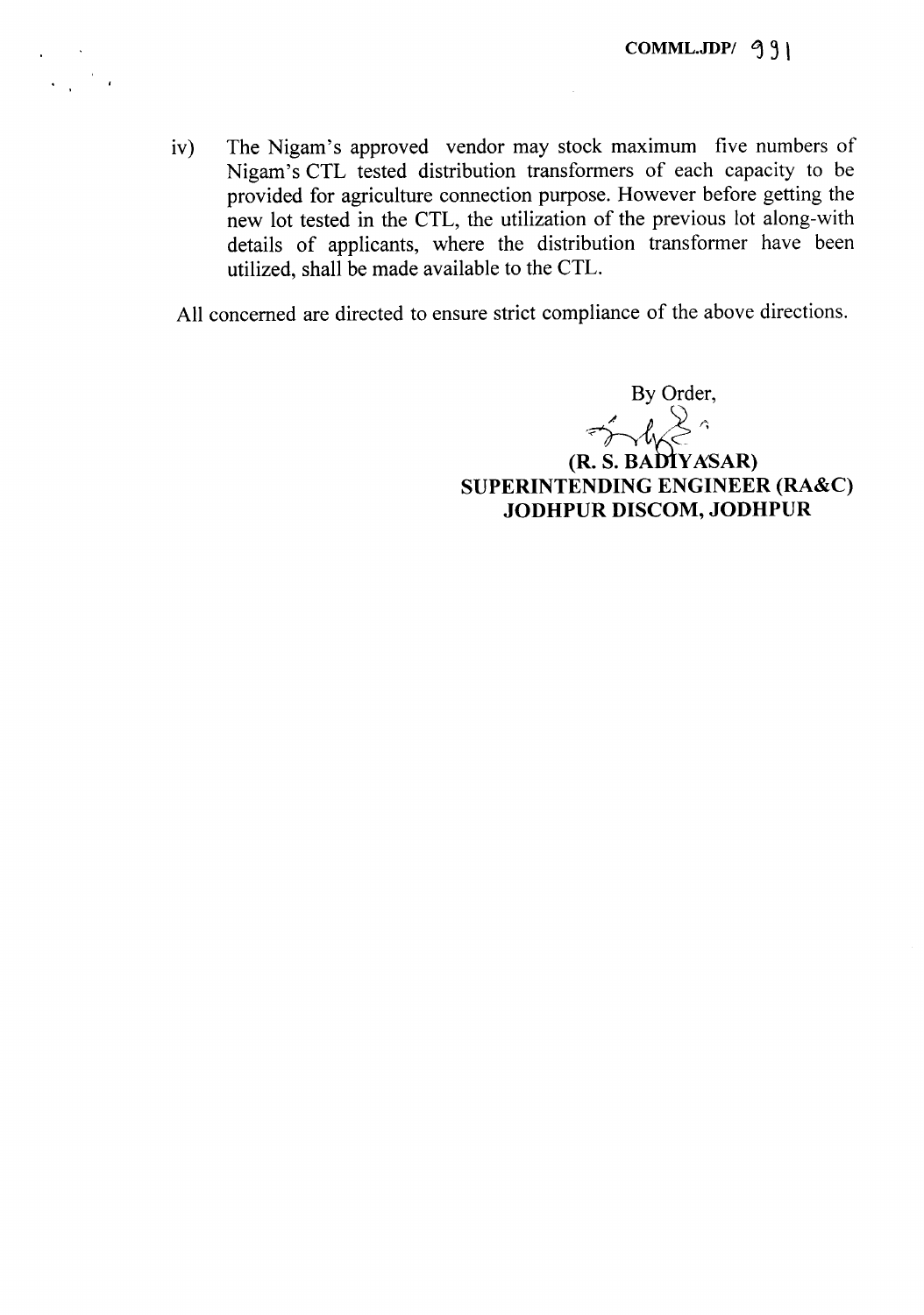COMML.JDP/ 991

iv) The Nigam's approved vendor may stock maximum five numbers of Nigam's CTL tested distribution transformers of each capacity to be provided for agriculture connection purpose. However before getting the new lot tested in the CTL, the utilization of the previous lot along-with details of applicants, where the distribution transformer have been utilized, shall be made available to the CTL.

All concerned are directed to ensure strict compliance of the above directions.

By Order,

**(R. S. BADIYASAR)**
**SUPERINTENDING ENGINEER (RA&C)**
**JODHPUR DISCOM, JODHPUR**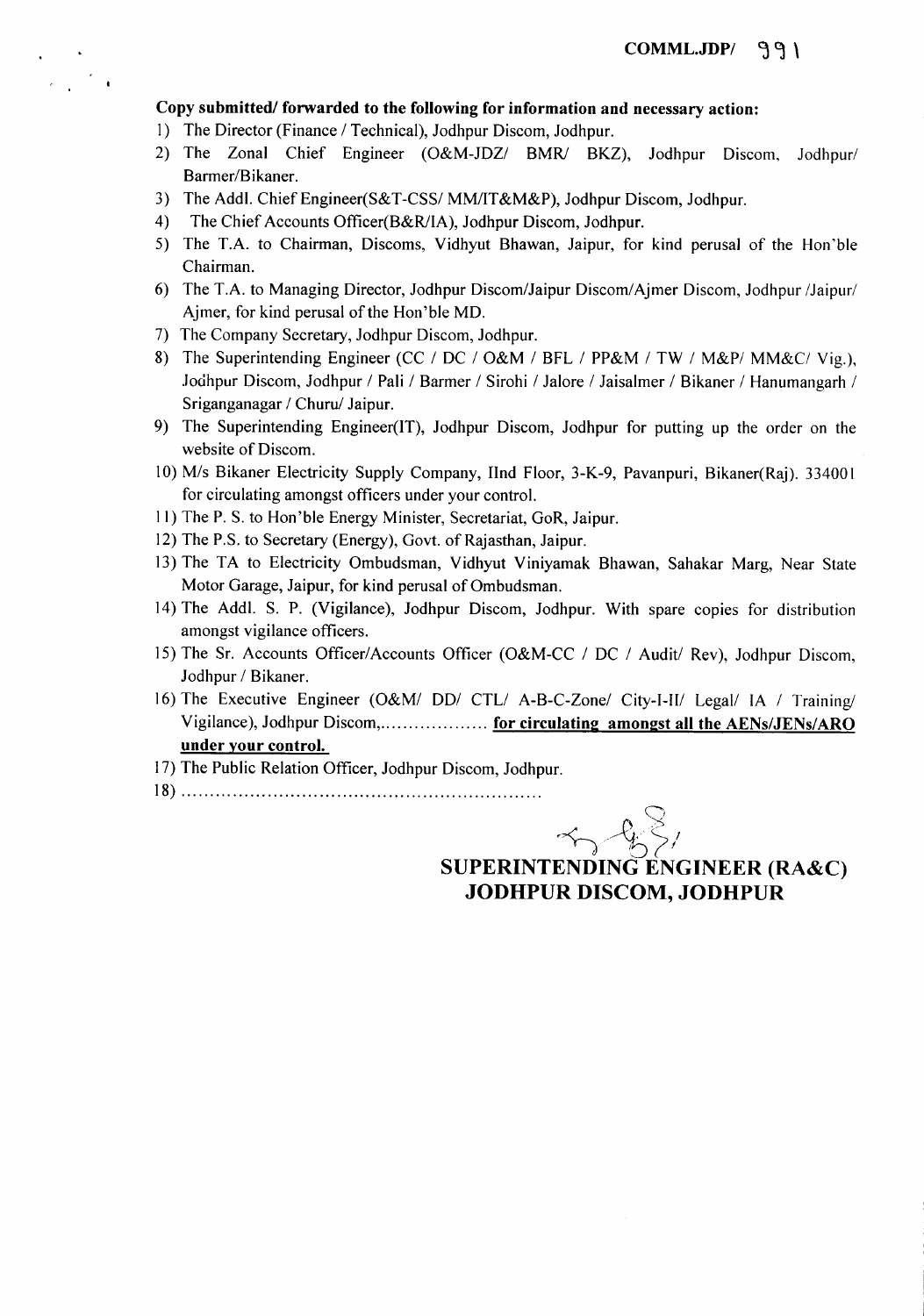COMML.JDP/ 991

**Copy submitted/ forwarded to the following for information and necessary action:**

1) The Director (Finance / Technical), Jodhpur Discom, Jodhpur.
2) The Zonal Chief Engineer (O&M-JDZ/ BMR/ BKZ), Jodhpur Discom, Jodhpur/ Barmer/Bikaner.
3) The Addl. Chief Engineer(S&T-CSS/ MM/IT&M&P), Jodhpur Discom, Jodhpur.
4) The Chief Accounts Officer(B&R/IA), Jodhpur Discom, Jodhpur.
5) The T.A. to Chairman, Discoms, Vidhyut Bhawan, Jaipur, for kind perusal of the Hon'ble Chairman.
6) The T.A. to Managing Director, Jodhpur Discom/Jaipur Discom/Ajmer Discom, Jodhpur /Jaipur/ Ajmer, for kind perusal of the Hon'ble MD.
7) The Company Secretary, Jodhpur Discom, Jodhpur.
8) The Superintending Engineer (CC / DC / O&M / BFL / PP&M / TW / M&P/ MM&C/ Vig.), Jodhpur Discom, Jodhpur / Pali / Barmer / Sirohi / Jalore / Jaisalmer / Bikaner / Hanumangarh / Sriganganagar / Churu/ Jaipur.
9) The Superintending Engineer(IT), Jodhpur Discom, Jodhpur for putting up the order on the website of Discom.
10) M/s Bikaner Electricity Supply Company, IInd Floor, 3-K-9, Pavanpuri, Bikaner(Raj). 334001 for circulating amongst officers under your control.
11) The P. S. to Hon'ble Energy Minister, Secretariat, GoR, Jaipur.
12) The P.S. to Secretary (Energy), Govt. of Rajasthan, Jaipur.
13) The TA to Electricity Ombudsman, Vidhyut Viniyamak Bhawan, Sahakar Marg, Near State Motor Garage, Jaipur, for kind perusal of Ombudsman.
14) The Addl. S. P. (Vigilance), Jodhpur Discom, Jodhpur. With spare copies for distribution amongst vigilance officers.
15) The Sr. Accounts Officer/Accounts Officer (O&M-CC / DC / Audit/ Rev), Jodhpur Discom, Jodhpur / Bikaner.
16) The Executive Engineer (O&M/ DD/ CTL/ A-B-C-Zone/ City-I-II/ Legal/ IA / Training/ Vigilance), Jodhpur Discom,.................. **<u>for circulating amongst all the AENs/JENs/ARO under your control.</u>**
17) The Public Relation Officer, Jodhpur Discom, Jodhpur.
18) ..............................................................

**SUPERINTENDING ENGINEER (RA&C)**
**JODHPUR DISCOM, JODHPUR**